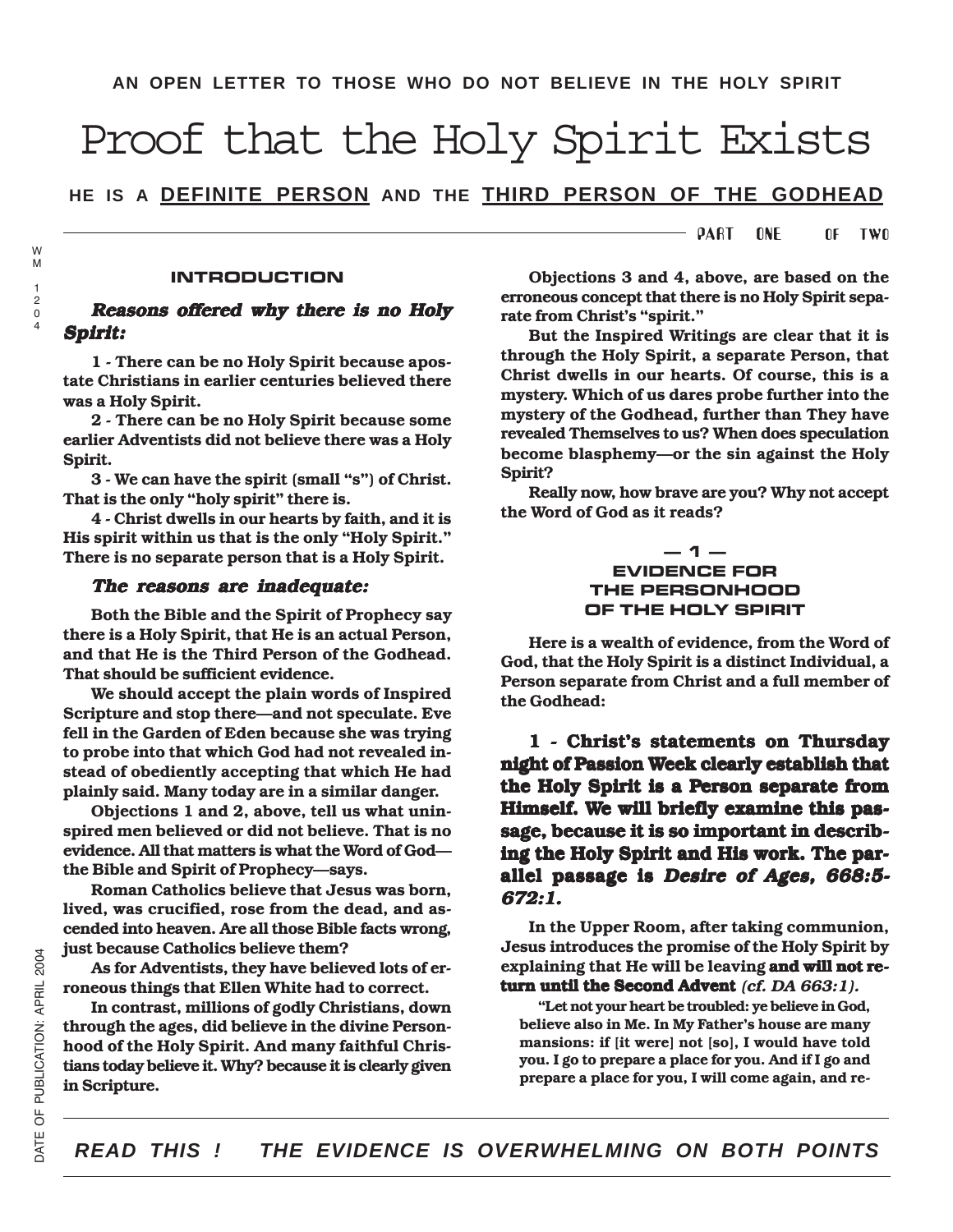AN OPEN LETTER TO THOSE WHO DO NOT BELIEVE IN THE HOLY SPIRIT

# Proof that the Holy Spirit Exists

## HE IS A DEFINITE PERSON AND THE THIRD PERSON OF THE GODHEAD

PART ONE OF TWO

### INTRODUCTION

***Reasons offered why there is no Holy Spirit:***

**1 - There can be no Holy Spirit because apostate Christians in earlier centuries believed there was a Holy Spirit.**

**2 - There can be no Holy Spirit because some earlier Adventists did not believe there was a Holy Spirit.**

**3 - We can have the spirit (small "s") of Christ. That is the only "holy spirit" there is.**

**4 - Christ dwells in our hearts by faith, and it is His spirit within us that is the only "Holy Spirit." There is no separate person that is a Holy Spirit.**

***The reasons are inadequate:***

**Both the Bible and the Spirit of Prophecy say there is a Holy Spirit, that He is an actual Person, and that He is the Third Person of the Godhead. That should be sufficient evidence.**

**We should accept the plain words of Inspired Scripture and stop there—and not speculate. Eve fell in the Garden of Eden because she was trying to probe into that which God had not revealed instead of obediently accepting that which He had plainly said. Many today are in a similar danger.**

**Objections 1 and 2, above, tell us what uninspired men believed or did not believe. That is no evidence. All that matters is what the Word of God—the Bible and Spirit of Prophecy—says.**

**Roman Catholics believe that Jesus was born, lived, was crucified, rose from the dead, and ascended into heaven. Are all those Bible facts wrong, just because Catholics believe them?**

**As for Adventists, they have believed lots of erroneous things that Ellen White had to correct.**

**In contrast, millions of godly Christians, down through the ages, did believe in the divine Personhood of the Holy Spirit. And many faithful Christians today believe it. Why? because it is clearly given in Scripture.**

**Objections 3 and 4, above, are based on the erroneous concept that there is no Holy Spirit separate from Christ's "spirit."**

**But the Inspired Writings are clear that it is through the Holy Spirit, a separate Person, that Christ dwells in our hearts. Of course, this is a mystery. Which of us dares probe further into the mystery of the Godhead, further than They have revealed Themselves to us? When does speculation become blasphemy—or the sin against the Holy Spirit?**

**Really now, how brave are you? Why not accept the Word of God as it reads?**

### — 1 — EVIDENCE FOR THE PERSONHOOD OF THE HOLY SPIRIT

**Here is a wealth of evidence, from the Word of God, that the Holy Spirit is a distinct Individual, a Person separate from Christ and a full member of the Godhead:**

**1 - Christ's statements on Thursday night of Passion Week clearly establish that the Holy Spirit is a Person separate from Himself. We will briefly examine this passage, because it is so important in describing the Holy Spirit and His work. The parallel passage is *Desire of Ages, 668:5-672:1.***

**In the Upper Room, after taking communion, Jesus introduces the promise of the Holy Spirit by explaining that He will be leaving and will not return until the Second Advent *(cf. DA 663:1).***

> **"Let not your heart be troubled: ye believe in God, believe also in Me. In My Father's house are many mansions: if [it were] not [so], I would have told you. I go to prepare a place for you. And if I go and prepare a place for you, I will come again, and re-**

***READ THIS ! THE EVIDENCE IS OVERWHELMING ON BOTH POINTS***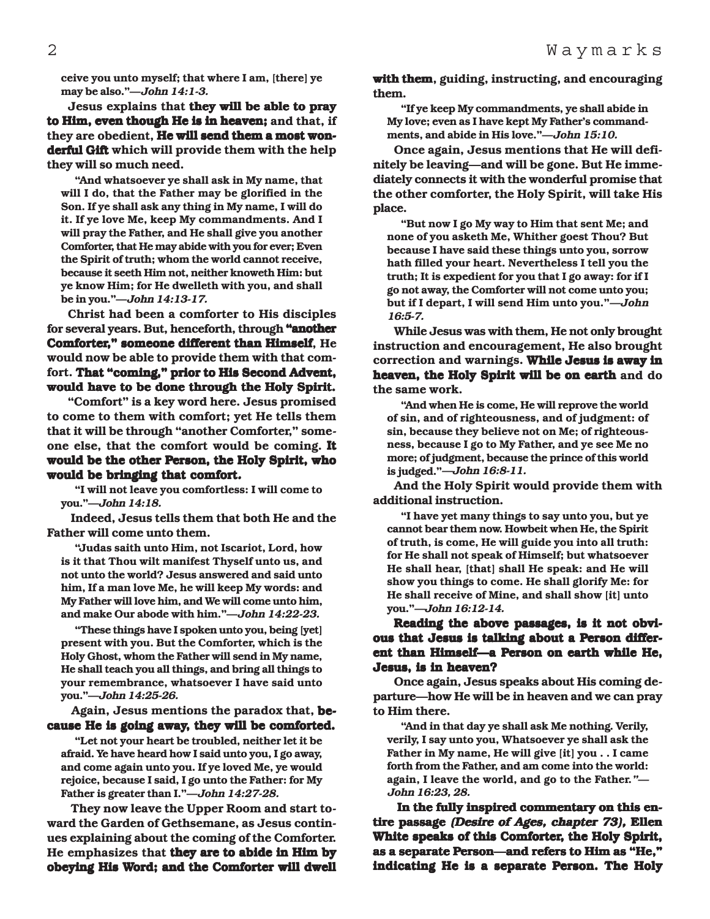ceive you unto myself; that where I am, [there] ye may be also."—*John 14:1-3.*

Jesus explains that **they will be able to pray to Him, even though He is in heaven;** and that, if they are obedient, **He will send them a most wonderful Gift** which will provide them with the help they will so much need.

"And whatsoever ye shall ask in My name, that will I do, that the Father may be glorified in the Son. If ye shall ask any thing in My name, I will do it. If ye love Me, keep My commandments. And I will pray the Father, and He shall give you another Comforter, that He may abide with you for ever; Even the Spirit of truth; whom the world cannot receive, because it seeth Him not, neither knoweth Him: but ye know Him; for He dwelleth with you, and shall be in you."—*John 14:13-17.*

Christ had been a comforter to His disciples for several years. But, henceforth, through **"another Comforter," someone different than Himself**, He would now be able to provide them with that comfort. **That "coming," prior to His Second Advent, would have to be done through the Holy Spirit.**

"Comfort" is a key word here. Jesus promised to come to them with comfort; yet He tells them that it will be through "another Comforter," someone else, that the comfort would be coming. **It would be the other Person, the Holy Spirit, who would be bringing that comfort.**

"I will not leave you comfortless: I will come to you."—*John 14:18.*

Indeed, Jesus tells them that both He and the Father will come unto them.

"Judas saith unto Him, not Iscariot, Lord, how is it that Thou wilt manifest Thyself unto us, and not unto the world? Jesus answered and said unto him, If a man love Me, he will keep My words: and My Father will love him, and We will come unto him, and make Our abode with him."—*John 14:22-23.*

"These things have I spoken unto you, being [yet] present with you. But the Comforter, which is the Holy Ghost, whom the Father will send in My name, He shall teach you all things, and bring all things to your remembrance, whatsoever I have said unto you."—*John 14:25-26.*

Again, Jesus mentions the paradox that, **because He is going away, they will be comforted.**

"Let not your heart be troubled, neither let it be afraid. Ye have heard how I said unto you, I go away, and come again unto you. If ye loved Me, ye would rejoice, because I said, I go unto the Father: for My Father is greater than I."—*John 14:27-28.*

They now leave the Upper Room and start toward the Garden of Gethsemane, as Jesus continues explaining about the coming of the Comforter. He emphasizes that **they are to abide in Him by obeying His Word; and the Comforter will dwell with them**, guiding, instructing, and encouraging them.

"If ye keep My commandments, ye shall abide in My love; even as I have kept My Father's commandments, and abide in His love."—*John 15:10.*

Once again, Jesus mentions that He will definitely be leaving—and will be gone. But He immediately connects it with the wonderful promise that the other comforter, the Holy Spirit, will take His place.

"But now I go My way to Him that sent Me; and none of you asketh Me, Whither goest Thou? But because I have said these things unto you, sorrow hath filled your heart. Nevertheless I tell you the truth; It is expedient for you that I go away: for if I go not away, the Comforter will not come unto you; but if I depart, I will send Him unto you."—*John 16:5-7.*

While Jesus was with them, He not only brought instruction and encouragement, He also brought correction and warnings. **While Jesus is away in heaven, the Holy Spirit will be on earth** and do the same work.

"And when He is come, He will reprove the world of sin, and of righteousness, and of judgment: of sin, because they believe not on Me; of righteousness, because I go to My Father, and ye see Me no more; of judgment, because the prince of this world is judged."—*John 16:8-11.*

And the Holy Spirit would provide them with additional instruction.

"I have yet many things to say unto you, but ye cannot bear them now. Howbeit when He, the Spirit of truth, is come, He will guide you into all truth: for He shall not speak of Himself; but whatsoever He shall hear, [that] shall He speak: and He will show you things to come. He shall glorify Me: for He shall receive of Mine, and shall show [it] unto you."—*John 16:12-14.*

**Reading the above passages, is it not obvious that Jesus is talking about a Person different than Himself—a Person on earth while He, Jesus, is in heaven?**

Once again, Jesus speaks about His coming departure—how He will be in heaven and we can pray to Him there.

"And in that day ye shall ask Me nothing. Verily, verily, I say unto you, Whatsoever ye shall ask the Father in My name, He will give [it] you . . I came forth from the Father, and am come into the world: again, I leave the world, and go to the Father."—*John 16:23, 28.*

**In the fully inspired commentary on this entire passage *(Desire of Ages, chapter 73),* Ellen White speaks of this Comforter, the Holy Spirit, as a separate Person—and refers to Him as "He," indicating He is a separate Person. The Holy**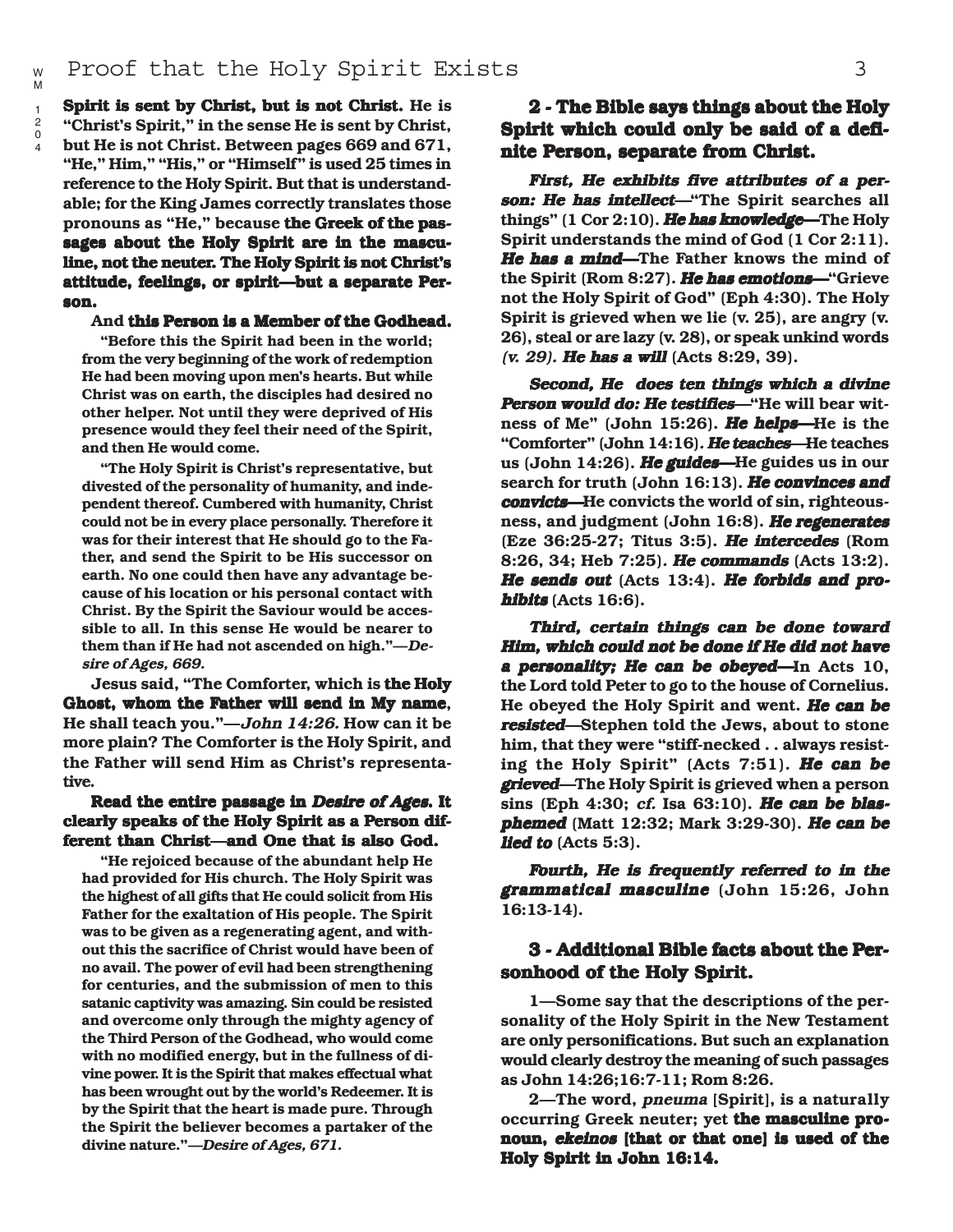**Spirit is sent by Christ, but is not Christ.** He is "Christ's Spirit," in the sense He is sent by Christ, but He is not Christ. Between pages 669 and 671, "He," Him," "His," or "Himself" is used 25 times in reference to the Holy Spirit. But that is understandable; for the King James correctly translates those pronouns as "He," because **the Greek of the passages about the Holy Spirit are in the masculine, not the neuter. The Holy Spirit is not Christ's attitude, feelings, or spirit—but a separate Person.**

And **this Person is a Member of the Godhead.**

"Before this the Spirit had been in the world; from the very beginning of the work of redemption He had been moving upon men's hearts. But while Christ was on earth, the disciples had desired no other helper. Not until they were deprived of His presence would they feel their need of the Spirit, and then He would come.

"The Holy Spirit is Christ's representative, but divested of the personality of humanity, and independent thereof. Cumbered with humanity, Christ could not be in every place personally. Therefore it was for their interest that He should go to the Father, and send the Spirit to be His successor on earth. No one could then have any advantage because of his location or his personal contact with Christ. By the Spirit the Saviour would be accessible to all. In this sense He would be nearer to them than if He had not ascended on high."—*Desire of Ages, 669.*

Jesus said, "The Comforter, which is **the Holy Ghost, whom the Father will send in My name**, He shall teach you."—*John 14:26.* How can it be more plain? The Comforter is the Holy Spirit, and the Father will send Him as Christ's representative.

**Read the entire passage in *Desire of Ages.* It clearly speaks of the Holy Spirit as a Person different than Christ—and One that is also God.**

"He rejoiced because of the abundant help He had provided for His church. The Holy Spirit was the highest of all gifts that He could solicit from His Father for the exaltation of His people. The Spirit was to be given as a regenerating agent, and without this the sacrifice of Christ would have been of no avail. The power of evil had been strengthening for centuries, and the submission of men to this satanic captivity was amazing. Sin could be resisted and overcome only through the mighty agency of the Third Person of the Godhead, who would come with no modified energy, but in the fullness of divine power. It is the Spirit that makes effectual what has been wrought out by the world's Redeemer. It is by the Spirit that the heart is made pure. Through the Spirit the believer becomes a partaker of the divine nature."—*Desire of Ages, 671.*

## 2 - The Bible says things about the Holy Spirit which could only be said of a definite Person, separate from Christ.

***First, He exhibits five attributes of a person: He has intellect***—"The Spirit searches all things" (1 Cor 2:10). ***He has knowledge***—The Holy Spirit understands the mind of God (1 Cor 2:11). ***He has a mind***—The Father knows the mind of the Spirit (Rom 8:27). ***He has emotions***—"Grieve not the Holy Spirit of God" (Eph 4:30). The Holy Spirit is grieved when we lie (v. 25), are angry (v. 26), steal or are lazy (v. 28), or speak unkind words *(v. 29).* ***He has a will*** (Acts 8:29, 39).

***Second, He does ten things which a divine Person would do: He testifies***—"He will bear witness of Me" (John 15:26). ***He helps***—He is the "Comforter" (John 14:16). ***He teaches***—He teaches us (John 14:26). ***He guides***—He guides us in our search for truth (John 16:13). ***He convinces and convicts***—He convicts the world of sin, righteousness, and judgment (John 16:8). ***He regenerates*** (Eze 36:25-27; Titus 3:5). ***He intercedes*** (Rom 8:26, 34; Heb 7:25). ***He commands*** (Acts 13:2). ***He sends out*** (Acts 13:4). ***He forbids and prohibits*** (Acts 16:6).

***Third, certain things can be done toward Him, which could not be done if He did not have a personality; He can be obeyed***—In Acts 10, the Lord told Peter to go to the house of Cornelius. He obeyed the Holy Spirit and went. ***He can be resisted***—Stephen told the Jews, about to stone him, that they were "stiff-necked . . always resisting the Holy Spirit" (Acts 7:51). ***He can be grieved***—The Holy Spirit is grieved when a person sins (Eph 4:30; *cf.* Isa 63:10). ***He can be blasphemed*** (Matt 12:32; Mark 3:29-30). ***He can be lied to*** (Acts 5:3).

***Fourth, He is frequently referred to in the grammatical masculine*** (John 15:26, John 16:13-14).

## 3 - Additional Bible facts about the Personhood of the Holy Spirit.

1—Some say that the descriptions of the personality of the Holy Spirit in the New Testament are only personifications. But such an explanation would clearly destroy the meaning of such passages as John 14:26;16:7-11; Rom 8:26.

2—The word, *pneuma* [Spirit], is a naturally occurring Greek neuter; yet **the masculine pronoun, *ekeinos* [that or that one] is used of the Holy Spirit in John 16:14.**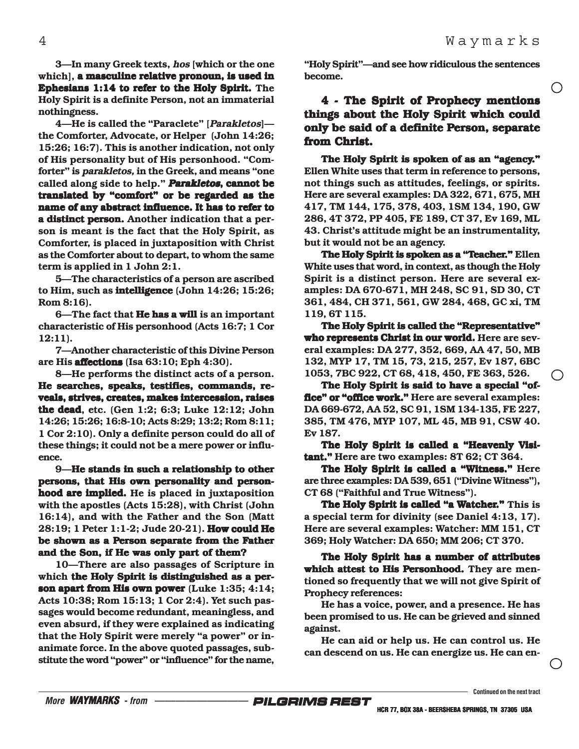**3—In many Greek texts, *hos* [which or the one which], a masculine relative pronoun, is used in Ephesians 1:14 to refer to the Holy Spirit. The Holy Spirit is a definite Person, not an immaterial nothingness.**

**4—He is called the "Paraclete" [*Parakletos*]—the Comforter, Advocate, or Helper (John 14:26; 15:26; 16:7). This is another indication, not only of His personality but of His personhood. "Comforter" is *parakletos,* in the Greek, and means "one called along side to help." *Parakletos,* cannot be translated by "comfort" or be regarded as the name of any abstract influence. It has to refer to a distinct person. Another indication that a person is meant is the fact that the Holy Spirit, as Comforter, is placed in juxtaposition with Christ as the Comforter about to depart, to whom the same term is applied in 1 John 2:1.**

**5—The characteristics of a person are ascribed to Him, such as intelligence (John 14:26; 15:26; Rom 8:16).**

**6—The fact that He has a will is an important characteristic of His personhood (Acts 16:7; 1 Cor 12:11).**

**7—Another characteristic of this Divine Person are His affections (Isa 63:10; Eph 4:30).**

**8—He performs the distinct acts of a person. He searches, speaks, testifies, commands, reveals, strives, creates, makes intercession, raises the dead, etc. (Gen 1:2; 6:3; Luke 12:12; John 14:26; 15:26; 16:8-10; Acts 8:29; 13:2; Rom 8:11; 1 Cor 2:10). Only a definite person could do all of these things; it could not be a mere power or influence.**

**9—He stands in such a relationship to other persons, that His own personality and personhood are implied. He is placed in juxtaposition with the apostles (Acts 15:28), with Christ (John 16:14), and with the Father and the Son (Matt 28:19; 1 Peter 1:1-2; Jude 20-21). How could He be shown as a Person separate from the Father and the Son, if He was only part of them?**

**10—There are also passages of Scripture in which the Holy Spirit is distinguished as a person apart from His own power (Luke 1:35; 4:14; Acts 10:38; Rom 15:13; 1 Cor 2:4). Yet such passages would become redundant, meaningless, and even absurd, if they were explained as indicating that the Holy Spirit were merely "a power" or inanimate force. In the above quoted passages, substitute the word "power" or "influence" for the name, "Holy Spirit"—and see how ridiculous the sentences become.**

## 4 - The Spirit of Prophecy mentions things about the Holy Spirit which could only be said of a definite Person, separate from Christ.

**The Holy Spirit is spoken of as an "agency." Ellen White uses that term in reference to persons, not things such as attitudes, feelings, or spirits. Here are several examples: DA 322, 671, 675, MH 417, TM 144, 175, 378, 403, 1SM 134, 190, GW 286, 4T 372, PP 405, FE 189, CT 37, Ev 169, ML 43. Christ's attitude might be an instrumentality, but it would not be an agency.**

**The Holy Spirit is spoken as a "Teacher." Ellen White uses that word, in context, as though the Holy Spirit is a distinct person. Here are several examples: DA 670-671, MH 248, SC 91, SD 30, CT 361, 484, CH 371, 561, GW 284, 468, GC xi, TM 119, 6T 115.**

**The Holy Spirit is called the "Representative" who represents Christ in our world. Here are several examples: DA 277, 352, 669, AA 47, 50, MB 132, MYP 17, TM 15, 73, 215, 257, Ev 187, 6BC 1053, 7BC 922, CT 68, 418, 450, FE 363, 526.**

**The Holy Spirit is said to have a special "office" or "office work." Here are several examples: DA 669-672, AA 52, SC 91, 1SM 134-135, FE 227, 385, TM 476, MYP 107, ML 45, MB 91, CSW 40. Ev 187.**

**The Holy Spirit is called a "Heavenly Visitant." Here are two examples: 8T 62; CT 364.**

**The Holy Spirit is called a "Witness." Here are three examples: DA 539, 651 ("Divine Witness"), CT 68 ("Faithful and True Witness").**

**The Holy Spirit is called "a Watcher." This is a special term for divinity (see Daniel 4:13, 17). Here are several examples: Watcher: MM 151, CT 369; Holy Watcher: DA 650; MM 206; CT 370.**

**The Holy Spirit has a number of attributes which attest to His Personhood. They are mentioned so frequently that we will not give Spirit of Prophecy references:**

**He has a voice, power, and a presence. He has been promised to us. He can be grieved and sinned against.**

**He can aid or help us. He can control us. He can descend on us. He can energize us. He can en-**

Continued on the next tract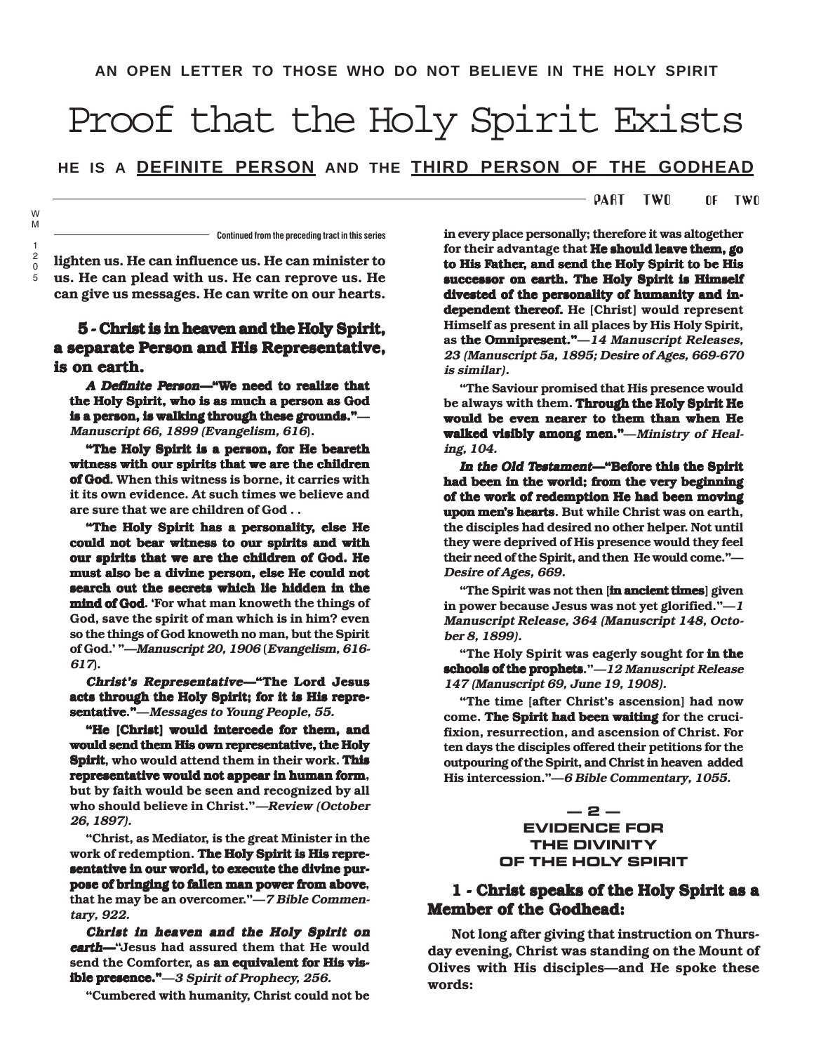AN OPEN LETTER TO THOSE WHO DO NOT BELIEVE IN THE HOLY SPIRIT

# Proof that the Holy Spirit Exists

## HE IS A DEFINITE PERSON AND THE THIRD PERSON OF THE GODHEAD

PART TWO OF TWO

Continued from the preceding tract in this series

lighten us. He can influence us. He can minister to us. He can plead with us. He can reprove us. He can give us messages. He can write on our hearts.

### 5 - Christ is in heaven and the Holy Spirit, a separate Person and His Representative, is on earth.

***A Definite Person*—"We need to realize that the Holy Spirit, who is as much a person as God is a person, is walking through these grounds."**—*Manuscript 66, 1899 (Evangelism, 616)*.

**"The Holy Spirit is a person, for He beareth witness with our spirits that we are the children of God.** When this witness is borne, it carries with it its own evidence. At such times we believe and are sure that we are children of God . .

**"The Holy Spirit has a personality, else He could not bear witness to our spirits and with our spirits that we are the children of God. He must also be a divine person, else He could not search out the secrets which lie hidden in the mind of God.** 'For what man knoweth the things of God, save the spirit of man which is in him? even so the things of God knoweth no man, but the Spirit of God.' "—*Manuscript 20, 1906 (Evangelism, 616-617)*.

***Christ's Representative*—"The Lord Jesus acts through the Holy Spirit; for it is His representative."**—*Messages to Young People, 55.*

**"He [Christ] would intercede for them, and would send them His own representative, the Holy Spirit**, who would attend them in their work. **This representative would not appear in human form**, but by faith would be seen and recognized by all who should believe in Christ."—*Review (October 26, 1897).*

"Christ, as Mediator, is the great Minister in the work of redemption. **The Holy Spirit is His representative in our world, to execute the divine purpose of bringing to fallen man power from above**, that he may be an overcomer."—*7 Bible Commentary, 922.*

***Christ in heaven and the Holy Spirit on earth*—**"Jesus had assured them that He would send the Comforter, as **an equivalent for His visible presence."**—*3 Spirit of Prophecy, 256.*

"Cumbered with humanity, Christ could not be in every place personally; therefore it was altogether for their advantage that **He should leave them, go to His Father, and send the Holy Spirit to be His successor on earth. The Holy Spirit is Himself divested of the personality of humanity and independent thereof.** He [Christ] would represent Himself as present in all places by His Holy Spirit, as **the Omnipresent."**—*14 Manuscript Releases, 23 (Manuscript 5a, 1895; Desire of Ages, 669-670 is similar).*

"The Saviour promised that His presence would be always with them. **Through the Holy Spirit He would be even nearer to them than when He walked visibly among men."**—*Ministry of Healing, 104.*

***In the Old Testament*—"Before this the Spirit had been in the world; from the very beginning of the work of redemption He had been moving upon men's hearts**. But while Christ was on earth, the disciples had desired no other helper. Not until they were deprived of His presence would they feel their need of the Spirit, and then He would come."—*Desire of Ages, 669.*

"The Spirit was not then [**in ancient times**] given in power because Jesus was not yet glorified."—*1 Manuscript Release, 364 (Manuscript 148, October 8, 1899).*

"The Holy Spirit was eagerly sought for **in the schools of the prophets**."—*12 Manuscript Release 147 (Manuscript 69, June 19, 1908).*

"The time [after Christ's ascension] had now come. **The Spirit had been waiting** for the crucifixion, resurrection, and ascension of Christ. For ten days the disciples offered their petitions for the outpouring of the Spirit, and Christ in heaven added His intercession."—*6 Bible Commentary, 1055.*

## — 2 — EVIDENCE FOR THE DIVINITY OF THE HOLY SPIRIT

### 1 - Christ speaks of the Holy Spirit as a Member of the Godhead:

Not long after giving that instruction on Thursday evening, Christ was standing on the Mount of Olives with His disciples—and He spoke these words: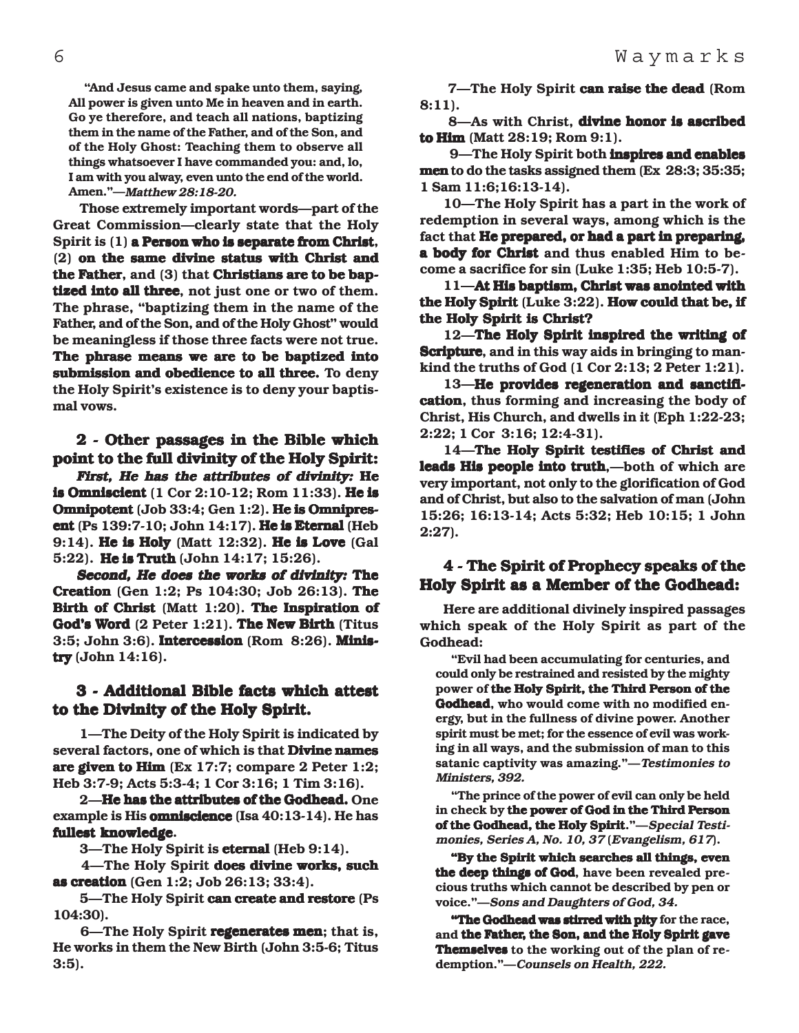"And Jesus came and spake unto them, saying, All power is given unto Me in heaven and in earth. Go ye therefore, and teach all nations, baptizing them in the name of the Father, and of the Son, and of the Holy Ghost: Teaching them to observe all things whatsoever I have commanded you: and, lo, I am with you alway, even unto the end of the world. Amen."—*Matthew 28:18-20.*

Those extremely important words—part of the Great Commission—clearly state that the Holy Spirit is (1) **a Person who is separate from Christ**, (2) **on the same divine status with Christ and the Father**, and (3) that **Christians are to be baptized into all three**, not just one or two of them. The phrase, "baptizing them in the name of the Father, and of the Son, and of the Holy Ghost" would be meaningless if those three facts were not true. **The phrase means we are to be baptized into submission and obedience to all three.** To deny the Holy Spirit's existence is to deny your baptismal vows.

## 2 - Other passages in the Bible which point to the full divinity of the Holy Spirit:

***First, He has the attributes of divinity:*** **He is Omniscient** (1 Cor 2:10-12; Rom 11:33). **He is Omnipotent** (Job 33:4; Gen 1:2). **He is Omnipresent** (Ps 139:7-10; John 14:17). **He is Eternal** (Heb 9:14). **He is Holy** (Matt 12:32). **He is Love** (Gal 5:22). **He is Truth** (John 14:17; 15:26).

***Second, He does the works of divinity:*** **The Creation** (Gen 1:2; Ps 104:30; Job 26:13). **The Birth of Christ** (Matt 1:20). **The Inspiration of God's Word** (2 Peter 1:21). **The New Birth** (Titus 3:5; John 3:6). **Intercession** (Rom 8:26). **Ministry** (John 14:16).

## 3 - Additional Bible facts which attest to the Divinity of the Holy Spirit.

1—The Deity of the Holy Spirit is indicated by several factors, one of which is that **Divine names are given to Him** (Ex 17:7; compare 2 Peter 1:2; Heb 3:7-9; Acts 5:3-4; 1 Cor 3:16; 1 Tim 3:16).

2—**He has the attributes of the Godhead.** One example is His **omniscience** (Isa 40:13-14). He has **fullest knowledge**.

3—The Holy Spirit is **eternal** (Heb 9:14).

4—The Holy Spirit **does divine works, such as creation** (Gen 1:2; Job 26:13; 33:4).

5—The Holy Spirit **can create and restore** (Ps 104:30).

6—The Holy Spirit **regenerates men**; that is, He works in them the New Birth (John 3:5-6; Titus 3:5).

7—The Holy Spirit **can raise the dead** (Rom 8:11).

8—As with Christ, **divine honor is ascribed to Him** (Matt 28:19; Rom 9:1).

9—The Holy Spirit both **inspires and enables men** to do the tasks assigned them (Ex 28:3; 35:35; 1 Sam 11:6;16:13-14).

10—The Holy Spirit has a part in the work of redemption in several ways, among which is the fact that **He prepared, or had a part in preparing, a body for Christ** and thus enabled Him to become a sacrifice for sin (Luke 1:35; Heb 10:5-7).

11—**At His baptism, Christ was anointed with the Holy Spirit** (Luke 3:22). **How could that be, if the Holy Spirit is Christ?**

12—**The Holy Spirit inspired the writing of Scripture**, and in this way aids in bringing to mankind the truths of God (1 Cor 2:13; 2 Peter 1:21).

13—**He provides regeneration and sanctification**, thus forming and increasing the body of Christ, His Church, and dwells in it (Eph 1:22-23; 2:22; 1 Cor 3:16; 12:4-31).

14—**The Holy Spirit testifies of Christ and leads His people into truth**,—both of which are very important, not only to the glorification of God and of Christ, but also to the salvation of man (John 15:26; 16:13-14; Acts 5:32; Heb 10:15; 1 John 2:27).

## 4 - The Spirit of Prophecy speaks of the Holy Spirit as a Member of the Godhead:

Here are additional divinely inspired passages which speak of the Holy Spirit as part of the Godhead:

"Evil had been accumulating for centuries, and could only be restrained and resisted by the mighty power of **the Holy Spirit, the Third Person of the Godhead**, who would come with no modified energy, but in the fullness of divine power. Another spirit must be met; for the essence of evil was working in all ways, and the submission of man to this satanic captivity was amazing."—*Testimonies to Ministers, 392.*

"The prince of the power of evil can only be held in check by **the power of God in the Third Person of the Godhead, the Holy Spirit**."—*Special Testimonies, Series A, No. 10, 37* (*Evangelism, 617*).

**"By the Spirit which searches all things, even the deep things of God**, have been revealed precious truths which cannot be described by pen or voice."—*Sons and Daughters of God, 34.*

**"The Godhead was stirred with pity** for the race, and **the Father, the Son, and the Holy Spirit gave Themselves** to the working out of the plan of redemption."—*Counsels on Health, 222.*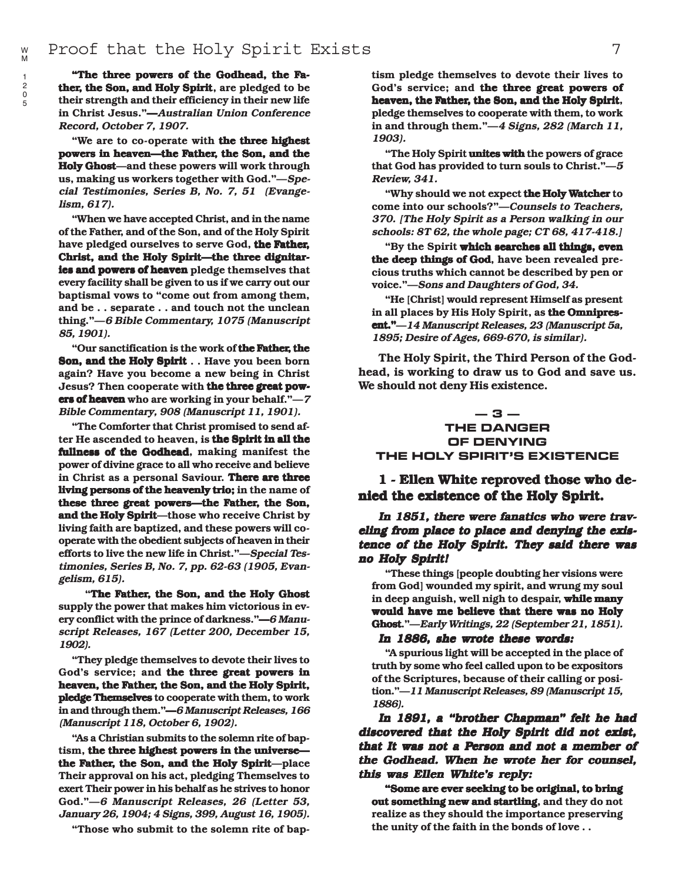"**The three powers of the Godhead, the Father, the Son, and Holy Spirit**, are pledged to be their strength and their efficiency in their new life in Christ Jesus."—*Australian Union Conference Record, October 7, 1907.*

"We are to co-operate with **the three highest powers in heaven—the Father, the Son, and the Holy Ghost**—and these powers will work through us, making us workers together with God."—*Special Testimonies, Series B, No. 7, 51 (Evangelism, 617).*

"When we have accepted Christ, and in the name of the Father, and of the Son, and of the Holy Spirit have pledged ourselves to serve God, **the Father, Christ, and the Holy Spirit—the three dignitaries and powers of heaven** pledge themselves that every facility shall be given to us if we carry out our baptismal vows to "come out from among them, and be . . separate . . and touch not the unclean thing."—*6 Bible Commentary, 1075 (Manuscript 85, 1901).*

"Our sanctification is the work of **the Father, the Son, and the Holy Spirit** . . Have you been born again? Have you become a new being in Christ Jesus? Then cooperate with **the three great powers of heaven** who are working in your behalf."—*7 Bible Commentary, 908 (Manuscript 11, 1901).*

"The Comforter that Christ promised to send after He ascended to heaven, is **the Spirit in all the fullness of the Godhead**, making manifest the power of divine grace to all who receive and believe in Christ as a personal Saviour. **There are three living persons of the heavenly trio;** in the name of **these three great powers—the Father, the Son, and the Holy Spirit**—those who receive Christ by living faith are baptized, and these powers will cooperate with the obedient subjects of heaven in their efforts to live the new life in Christ."—*Special Testimonies, Series B, No. 7, pp. 62-63 (1905, Evangelism, 615).*

"**The Father, the Son, and the Holy Ghost** supply the power that makes him victorious in every conflict with the prince of darkness."—*6 Manuscript Releases, 167 (Letter 200, December 15, 1902).*

"They pledge themselves to devote their lives to God's service; and **the three great powers in heaven, the Father, the Son, and the Holy Spirit, pledge Themselves** to cooperate with them, to work in and through them."—*6 Manuscript Releases, 166 (Manuscript 118, October 6, 1902).*

"As a Christian submits to the solemn rite of baptism, **the three highest powers in the universe—the Father, the Son, and the Holy Spirit**—place Their approval on his act, pledging Themselves to exert Their power in his behalf as he strives to honor God."—*6 Manuscript Releases, 26 (Letter 53, January 26, 1904; 4 Signs, 399, August 16, 1905).*

"Those who submit to the solemn rite of baptism pledge themselves to devote their lives to God's service; and **the three great powers of heaven, the Father, the Son, and the Holy Spirit**, pledge themselves to cooperate with them, to work in and through them."—*4 Signs, 282 (March 11, 1903).*

"The Holy Spirit **unites with** the powers of grace that God has provided to turn souls to Christ."—*5 Review, 341.*

"Why should we not expect **the Holy Watcher** to come into our schools?"—*Counsels to Teachers, 370. [The Holy Spirit as a Person walking in our schools: 8T 62, the whole page; CT 68, 417-418.]*

"By the Spirit **which searches all things, even the deep things of God**, have been revealed precious truths which cannot be described by pen or voice."—*Sons and Daughters of God, 34.*

"He [Christ] would represent Himself as present in all places by His Holy Spirit, as **the Omnipresent.**"—*14 Manuscript Releases, 23 (Manuscript 5a, 1895; Desire of Ages, 669-670, is similar).*

**The Holy Spirit, the Third Person of the Godhead, is working to draw us to God and save us. We should not deny His existence.**

## — 3 —
## THE DANGER OF DENYING THE HOLY SPIRIT'S EXISTENCE

### 1 - Ellen White reproved those who denied the existence of the Holy Spirit.

***In 1851, there were fanatics who were traveling from place to place and denying the existence of the Holy Spirit. They said there was no Holy Spirit!***

"These things [people doubting her visions were from God] wounded my spirit, and wrung my soul in deep anguish, well nigh to despair, **while many would have me believe that there was no Holy Ghost.**"—*Early Writings, 22 (September 21, 1851).*

***In 1886, she wrote these words:***

"A spurious light will be accepted in the place of truth by some who feel called upon to be expositors of the Scriptures, because of their calling or position."—*11 Manuscript Releases, 89 (Manuscript 15, 1886).*

***In 1891, a "brother Chapman" felt he had discovered that the Holy Spirit did not exist, that It was not a Person and not a member of the Godhead. When he wrote her for counsel, this was Ellen White's reply:***

"**Some are ever seeking to be original, to bring out something new and startling**, and they do not realize as they should the importance preserving the unity of the faith in the bonds of love . .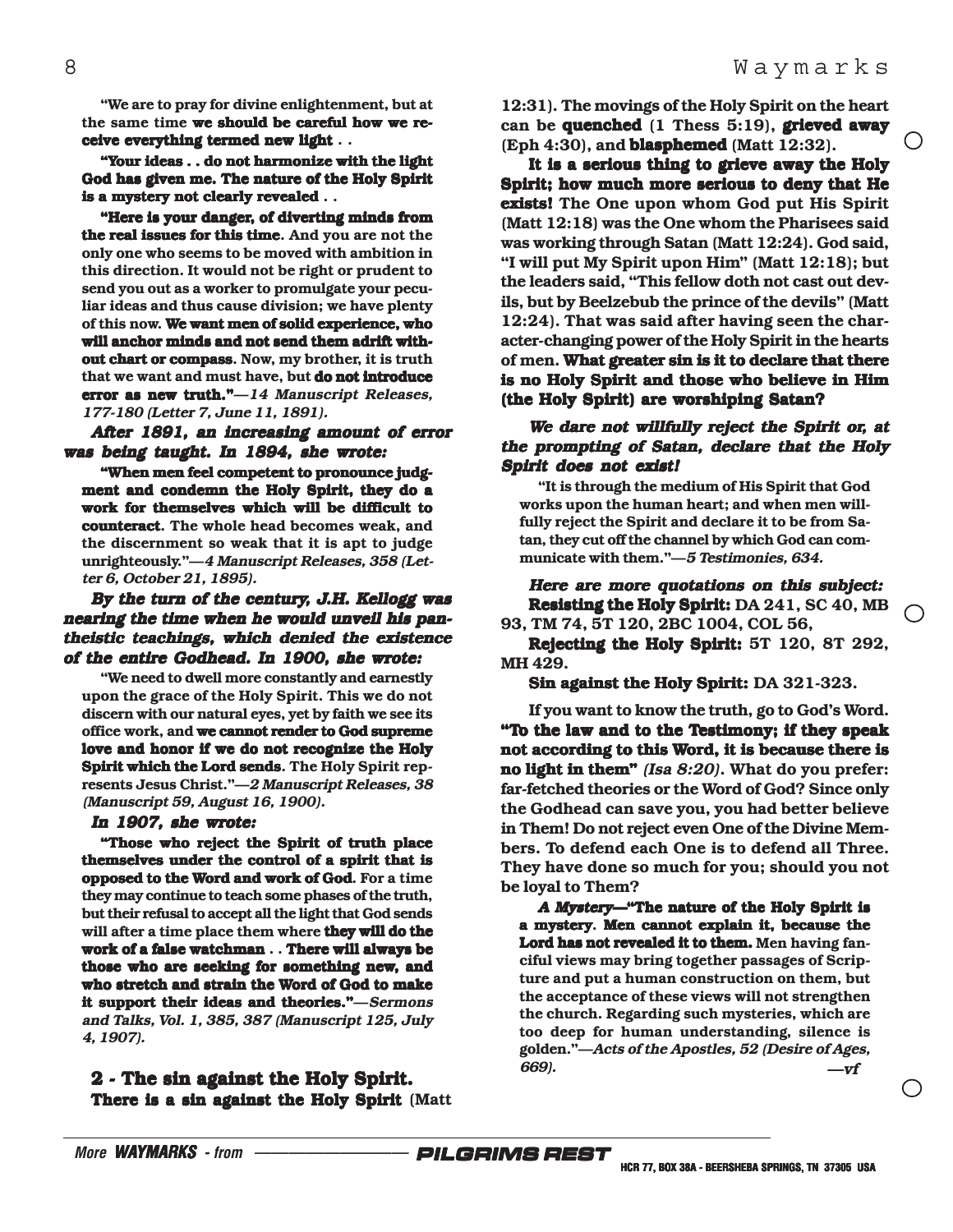"We are to pray for divine enlightenment, but at the same time **we should be careful how we receive everything termed new light** . .

**"Your ideas . . do not harmonize with the light God has given me. The nature of the Holy Spirit is a mystery not clearly revealed** . .

**"Here is your danger, of diverting minds from the real issues for this time.** And you are not the only one who seems to be moved with ambition in this direction. It would not be right or prudent to send you out as a worker to promulgate your peculiar ideas and thus cause division; we have plenty of this now. **We want men of solid experience, who will anchor minds and not send them adrift without chart or compass.** Now, my brother, it is truth that we want and must have, but **do not introduce error as new truth."**—*14 Manuscript Releases, 177-180 (Letter 7, June 11, 1891).*

***After 1891, an increasing amount of error was being taught. In 1894, she wrote:***

**"When men feel competent to pronounce judgment and condemn the Holy Spirit, they do a work for themselves which will be difficult to counteract.** The whole head becomes weak, and the discernment so weak that it is apt to judge unrighteously."—*4 Manuscript Releases, 358 (Letter 6, October 21, 1895).*

***By the turn of the century, J.H. Kellogg was nearing the time when he would unveil his pantheistic teachings, which denied the existence of the entire Godhead. In 1900, she wrote:***

"We need to dwell more constantly and earnestly upon the grace of the Holy Spirit. This we do not discern with our natural eyes, yet by faith we see its office work, and **we cannot render to God supreme love and honor if we do not recognize the Holy Spirit which the Lord sends.** The Holy Spirit represents Jesus Christ."—*2 Manuscript Releases, 38 (Manuscript 59, August 16, 1900).*

***In 1907, she wrote:***

**"Those who reject the Spirit of truth place themselves under the control of a spirit that is opposed to the Word and work of God.** For a time they may continue to teach some phases of the truth, but their refusal to accept all the light that God sends will after a time place them where **they will do the work of a false watchman . . There will always be those who are seeking for something new, and who stretch and strain the Word of God to make it support their ideas and theories."**—*Sermons and Talks, Vol. 1, 385, 387 (Manuscript 125, July 4, 1907).*

## 2 - The sin against the Holy Spirit.

**There is a sin against the Holy Spirit** (Matt 12:31). The movings of the Holy Spirit on the heart can be **quenched** (1 Thess 5:19), **grieved away** (Eph 4:30), and **blasphemed** (Matt 12:32).

**It is a serious thing to grieve away the Holy Spirit; how much more serious to deny that He exists!** The One upon whom God put His Spirit (Matt 12:18) was the One whom the Pharisees said was working through Satan (Matt 12:24). God said, "I will put My Spirit upon Him" (Matt 12:18); but the leaders said, "This fellow doth not cast out devils, but by Beelzebub the prince of the devils" (Matt 12:24). That was said after having seen the character-changing power of the Holy Spirit in the hearts of men. **What greater sin is it to declare that there is no Holy Spirit and those who believe in Him (the Holy Spirit) are worshiping Satan?**

***We dare not willfully reject the Spirit or, at the prompting of Satan, declare that the Holy Spirit does not exist!***

"It is through the medium of His Spirit that God works upon the human heart; and when men willfully reject the Spirit and declare it to be from Satan, they cut off the channel by which God can communicate with them."—*5 Testimonies, 634.*

***Here are more quotations on this subject:***

**Resisting the Holy Spirit:** DA 241, SC 40, MB 93, TM 74, 5T 120, 2BC 1004, COL 56,

**Rejecting the Holy Spirit:** 5T 120, 8T 292, MH 429.

**Sin against the Holy Spirit:** DA 321-323.

If you want to know the truth, go to God's Word. **"To the law and to the Testimony; if they speak not according to this Word, it is because there is no light in them"** *(Isa 8:20).* What do you prefer: far-fetched theories or the Word of God? Since only the Godhead can save you, you had better believe in Them! Do not reject even One of the Divine Members. To defend each One is to defend all Three. They have done so much for you; should you not be loyal to Them?

***A Mystery*—"The nature of the Holy Spirit is a mystery. Men cannot explain it, because the Lord has not revealed it to them.** Men having fanciful views may bring together passages of Scripture and put a human construction on them, but the acceptance of these views will not strengthen the church. Regarding such mysteries, which are too deep for human understanding, silence is golden."—*Acts of the Apostles, 52 (Desire of Ages, 669).* —*vf*

*More* ***WAYMARKS*** *- from* **PILGRIMS REST** HCR 77, BOX 38A - BEERSHEBA SPRINGS, TN 37305 USA